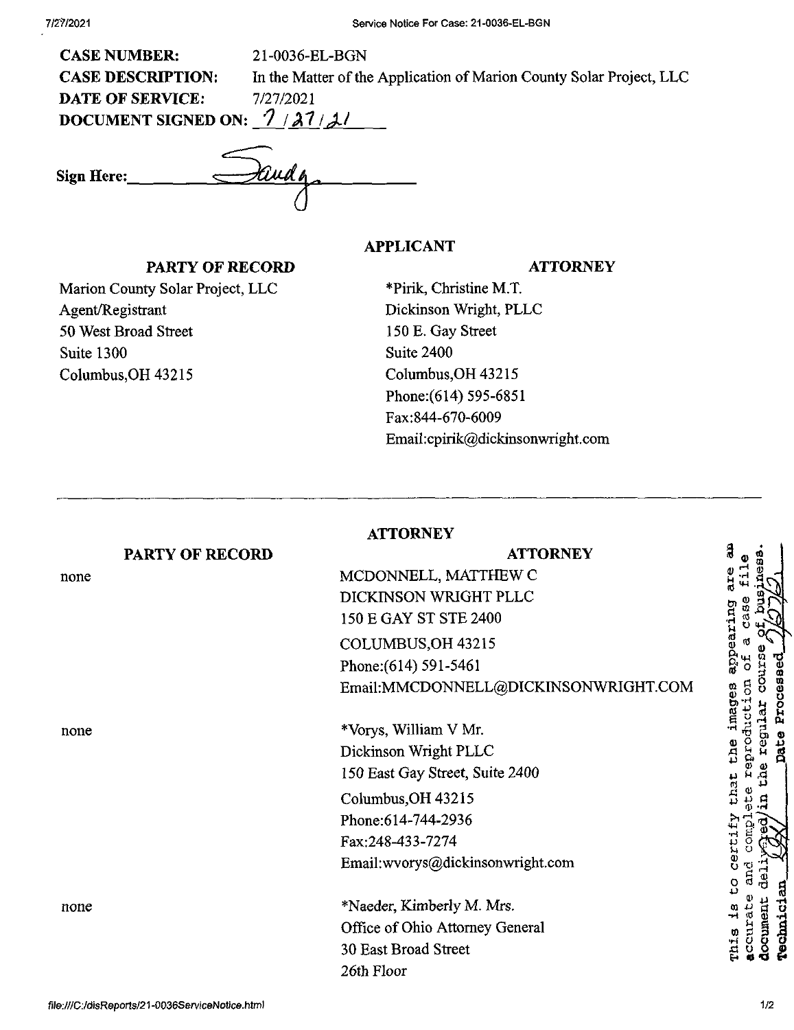**CASE NUMBER:** 21-0036-EL-BGN

**CASE DESCRIPTION:** In the Matter of the Application of Marion County Solar Project, LLC

**DATE OF SERVICE:** 7/27/2021

**DOCUMENT SIGNED ON:** 7/27/21

**Sign Here:** Sandy

## APPLICANT

| PARTY OF RECORD | ATTORNEY |
|---|---|
| Marion County Solar Project, LLC<br>Agent/Registrant<br>50 West Broad Street<br>Suite 1300<br>Columbus,OH 43215 | *Pirik, Christine M.T.<br>Dickinson Wright, PLLC<br>150 E. Gay Street<br>Suite 2400<br>Columbus,OH 43215<br>Phone:(614) 595-6851<br>Fax:844-670-6009<br>Email:cpirik@dickinsonwright.com |

---

## ATTORNEY

| PARTY OF RECORD | ATTORNEY |
|---|---|
| none | MCDONNELL, MATTHEW C<br>DICKINSON WRIGHT PLLC<br>150 E GAY ST STE 2400<br>COLUMBUS,OH 43215<br>Phone:(614) 591-5461<br>Email:MMCDONNELL@DICKINSONWRIGHT.COM |
| none | *Vorys, William V Mr.<br>Dickinson Wright PLLC<br>150 East Gay Street, Suite 2400<br>Columbus,OH 43215<br>Phone:614-744-2936<br>Fax:248-433-7274<br>Email:wvorys@dickinsonwright.com |
| none | *Naeder, Kimberly M. Mrs.<br>Office of Ohio Attorney General<br>30 East Broad Street<br>26th Floor |

This is to certify that the images appearing are an accurate and complete reproduction of a case file document delivered in the regular course of business. Technician ___ Date Processed 7/27/21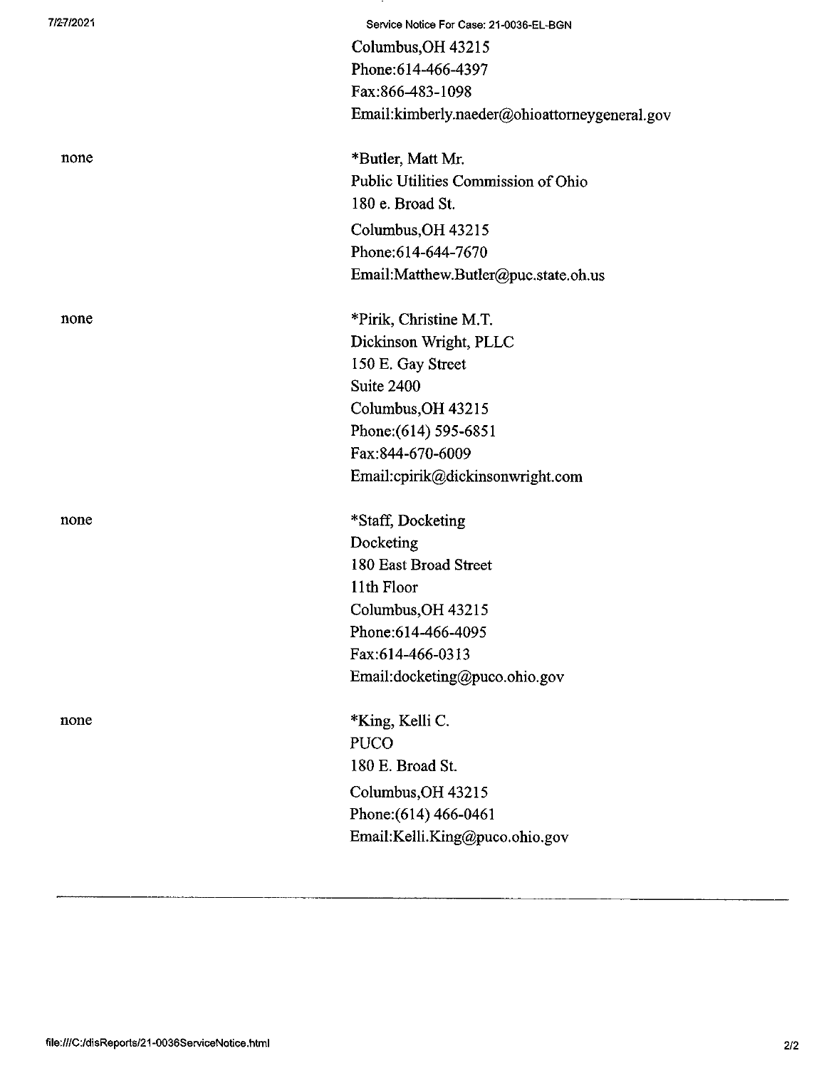Columbus,OH 43215
Phone:614-466-4397
Fax:866-483-1098
Email:kimberly.naeder@ohioattorneygeneral.gov

| | |
|---|---|
| none | *Butler, Matt Mr.<br>Public Utilities Commission of Ohio<br>180 e. Broad St.<br>Columbus,OH 43215<br>Phone:614-644-7670<br>Email:Matthew.Butler@puc.state.oh.us |
| none | *Pirik, Christine M.T.<br>Dickinson Wright, PLLC<br>150 E. Gay Street<br>Suite 2400<br>Columbus,OH 43215<br>Phone:(614) 595-6851<br>Fax:844-670-6009<br>Email:cpirik@dickinsonwright.com |
| none | *Staff, Docketing<br>Docketing<br>180 East Broad Street<br>11th Floor<br>Columbus,OH 43215<br>Phone:614-466-4095<br>Fax:614-466-0313<br>Email:docketing@puco.ohio.gov |
| none | *King, Kelli C.<br>PUCO<br>180 E. Broad St.<br>Columbus,OH 43215<br>Phone:(614) 466-0461<br>Email:Kelli.King@puco.ohio.gov |